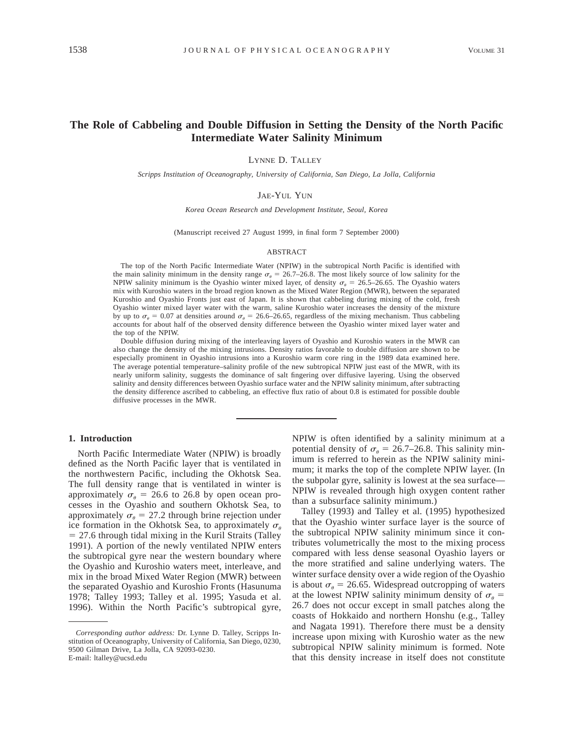# The Role of Cabbeling and Double Diffusion in Setting the Density of the North Pacific Intermediate Water Salinity Minimum

LYNNE D. TALLEY

*Scripps Institution of Oceanography, University of California, San Diego, La Jolla, California*

JAE-YUL YUN

*Korea Ocean Research and Development Institute, Seoul, Korea*

(Manuscript received 27 August 1999, in final form 7 September 2000)

## ABSTRACT

The top of the North Pacific Intermediate Water (NPIW) in the subtropical North Pacific is identified with the main salinity minimum in the density range $\sigma_\theta = 26.7$–$26.8$. The most likely source of low salinity for the NPIW salinity minimum is the Oyashio winter mixed layer, of density $\sigma_\theta = 26.5$–$26.65$. The Oyashio waters mix with Kuroshio waters in the broad region known as the Mixed Water Region (MWR), between the separated Kuroshio and Oyashio Fronts just east of Japan. It is shown that cabbeling during mixing of the cold, fresh Oyashio winter mixed layer water with the warm, saline Kuroshio water increases the density of the mixture by up to $\sigma_\theta = 0.07$ at densities around $\sigma_\theta = 26.6$–$26.65$, regardless of the mixing mechanism. Thus cabbeling accounts for about half of the observed density difference between the Oyashio winter mixed layer water and the top of the NPIW.

Double diffusion during mixing of the interleaving layers of Oyashio and Kuroshio waters in the MWR can also change the density of the mixing intrusions. Density ratios favorable to double diffusion are shown to be especially prominent in Oyashio intrusions into a Kuroshio warm core ring in the 1989 data examined here. The average potential temperature–salinity profile of the new subtropical NPIW just east of the MWR, with its nearly uniform salinity, suggests the dominance of salt fingering over diffusive layering. Using the observed salinity and density differences between Oyashio surface water and the NPIW salinity minimum, after subtracting the density difference ascribed to cabbeling, an effective flux ratio of about 0.8 is estimated for possible double diffusive processes in the MWR.

## 1. Introduction

North Pacific Intermediate Water (NPIW) is broadly defined as the North Pacific layer that is ventilated in the northwestern Pacific, including the Okhotsk Sea. The full density range that is ventilated in winter is approximately $\sigma_\theta = 26.6$ to $26.8$ by open ocean processes in the Oyashio and southern Okhotsk Sea, to approximately $\sigma_\theta = 27.2$ through brine rejection under ice formation in the Okhotsk Sea, to approximately $\sigma_\theta = 27.6$ through tidal mixing in the Kuril Straits (Talley 1991). A portion of the newly ventilated NPIW enters the subtropical gyre near the western boundary where the Oyashio and Kuroshio waters meet, interleave, and mix in the broad Mixed Water Region (MWR) between the separated Oyashio and Kuroshio Fronts (Hasunuma 1978; Talley 1993; Talley et al. 1995; Yasuda et al. 1996). Within the North Pacific's subtropical gyre, NPIW is often identified by a salinity minimum at a potential density of $\sigma_\theta = 26.7$–$26.8$. This salinity minimum is referred to herein as the NPIW salinity minimum; it marks the top of the complete NPIW layer. (In the subpolar gyre, salinity is lowest at the sea surface—NPIW is revealed through high oxygen content rather than a subsurface salinity minimum.)

Talley (1993) and Talley et al. (1995) hypothesized that the Oyashio winter surface layer is the source of the subtropical NPIW salinity minimum since it contributes volumetrically the most to the mixing process compared with less dense seasonal Oyashio layers or the more stratified and saline underlying waters. The winter surface density over a wide region of the Oyashio is about $\sigma_\theta = 26.65$. Widespread outcropping of waters at the lowest NPIW salinity minimum density of $\sigma_\theta = 26.7$ does not occur except in small patches along the coasts of Hokkaido and northern Honshu (e.g., Talley and Nagata 1991). Therefore there must be a density increase upon mixing with Kuroshio water as the new subtropical NPIW salinity minimum is formed. Note that this density increase in itself does not constitute

---

*Corresponding author address:* Dr. Lynne D. Talley, Scripps Institution of Oceanography, University of California, San Diego, 0230, 9500 Gilman Drive, La Jolla, CA 92093-0230.
E-mail: ltalley@ucsd.edu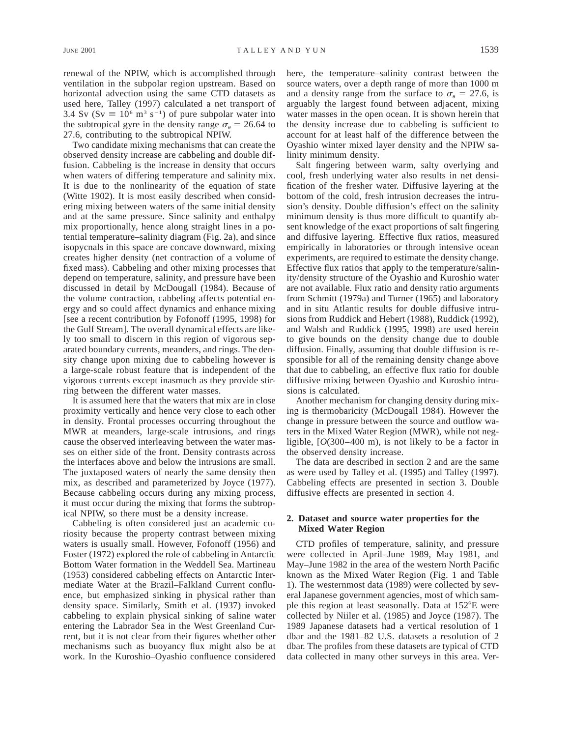renewal of the NPIW, which is accomplished through ventilation in the subpolar region upstream. Based on horizontal advection using the same CTD datasets as used here, Talley (1997) calculated a net transport of 3.4 Sv (Sv $\equiv 10^6$ m$^3$ s$^{-1}$) of pure subpolar water into the subtropical gyre in the density range $\sigma_\theta = 26.64$ to 27.6, contributing to the subtropical NPIW.

Two candidate mixing mechanisms that can create the observed density increase are cabbeling and double diffusion. Cabbeling is the increase in density that occurs when waters of differing temperature and salinity mix. It is due to the nonlinearity of the equation of state (Witte 1902). It is most easily described when considering mixing between waters of the same initial density and at the same pressure. Since salinity and enthalpy mix proportionally, hence along straight lines in a potential temperature–salinity diagram (Fig. 2a), and since isopycnals in this space are concave downward, mixing creates higher density (net contraction of a volume of fixed mass). Cabbeling and other mixing processes that depend on temperature, salinity, and pressure have been discussed in detail by McDougall (1984). Because of the volume contraction, cabbeling affects potential energy and so could affect dynamics and enhance mixing [see a recent contribution by Fofonoff (1995, 1998) for the Gulf Stream]. The overall dynamical effects are likely too small to discern in this region of vigorous separated boundary currents, meanders, and rings. The density change upon mixing due to cabbeling however is a large-scale robust feature that is independent of the vigorous currents except inasmuch as they provide stirring between the different water masses.

It is assumed here that the waters that mix are in close proximity vertically and hence very close to each other in density. Frontal processes occurring throughout the MWR at meanders, large-scale intrusions, and rings cause the observed interleaving between the water masses on either side of the front. Density contrasts across the interfaces above and below the intrusions are small. The juxtaposed waters of nearly the same density then mix, as described and parameterized by Joyce (1977). Because cabbeling occurs during any mixing process, it must occur during the mixing that forms the subtropical NPIW, so there must be a density increase.

Cabbeling is often considered just an academic curiosity because the property contrast between mixing waters is usually small. However, Fofonoff (1956) and Foster (1972) explored the role of cabbeling in Antarctic Bottom Water formation in the Weddell Sea. Martineau (1953) considered cabbeling effects on Antarctic Intermediate Water at the Brazil–Falkland Current confluence, but emphasized sinking in physical rather than density space. Similarly, Smith et al. (1937) invoked cabbeling to explain physical sinking of saline water entering the Labrador Sea in the West Greenland Current, but it is not clear from their figures whether other mechanisms such as buoyancy flux might also be at work. In the Kuroshio–Oyashio confluence considered here, the temperature–salinity contrast between the source waters, over a depth range of more than 1000 m and a density range from the surface to $\sigma_\theta = 27.6$, is arguably the largest found between adjacent, mixing water masses in the open ocean. It is shown herein that the density increase due to cabbeling is sufficient to account for at least half of the difference between the Oyashio winter mixed layer density and the NPIW salinity minimum density.

Salt fingering between warm, salty overlying and cool, fresh underlying water also results in net densification of the fresher water. Diffusive layering at the bottom of the cold, fresh intrusion decreases the intrusion's density. Double diffusion's effect on the salinity minimum density is thus more difficult to quantify absent knowledge of the exact proportions of salt fingering and diffusive layering. Effective flux ratios, measured empirically in laboratories or through intensive ocean experiments, are required to estimate the density change. Effective flux ratios that apply to the temperature/salinity/density structure of the Oyashio and Kuroshio water are not available. Flux ratio and density ratio arguments from Schmitt (1979a) and Turner (1965) and laboratory and in situ Atlantic results for double diffusive intrusions from Ruddick and Hebert (1988), Ruddick (1992), and Walsh and Ruddick (1995, 1998) are used herein to give bounds on the density change due to double diffusion. Finally, assuming that double diffusion is responsible for all of the remaining density change above that due to cabbeling, an effective flux ratio for double diffusive mixing between Oyashio and Kuroshio intrusions is calculated.

Another mechanism for changing density during mixing is thermobaricity (McDougall 1984). However the change in pressure between the source and outflow waters in the Mixed Water Region (MWR), while not negligible, [$O$(300–400 m), is not likely to be a factor in the observed density increase.

The data are described in section 2 and are the same as were used by Talley et al. (1995) and Talley (1997). Cabbeling effects are presented in section 3. Double diffusive effects are presented in section 4.

## 2. Dataset and source water properties for the Mixed Water Region

CTD profiles of temperature, salinity, and pressure were collected in April–June 1989, May 1981, and May–June 1982 in the area of the western North Pacific known as the Mixed Water Region (Fig. 1 and Table 1). The westernmost data (1989) were collected by several Japanese government agencies, most of which sample this region at least seasonally. Data at 152°E were collected by Niiler et al. (1985) and Joyce (1987). The 1989 Japanese datasets had a vertical resolution of 1 dbar and the 1981–82 U.S. datasets a resolution of 2 dbar. The profiles from these datasets are typical of CTD data collected in many other surveys in this area. Ver-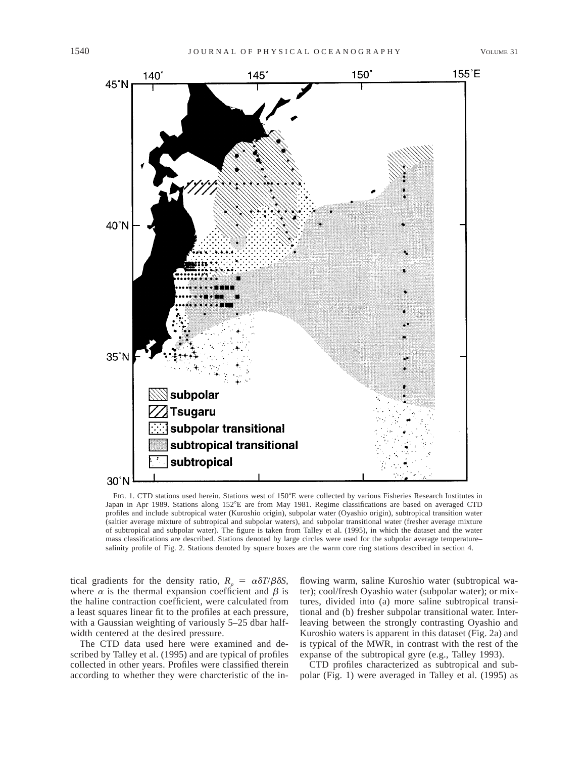FIG. 1. CTD stations used herein. Stations west of 150°E were collected by various Fisheries Research Institutes in Japan in Apr 1989. Stations along 152°E are from May 1981. Regime classifications are based on averaged CTD profiles and include subtropical water (Kuroshio origin), subpolar water (Oyashio origin), subtropical transition water (saltier average mixture of subtropical and subpolar waters), and subpolar transitional water (fresher average mixture of subtropical and subpolar water). The figure is taken from Talley et al. (1995), in which the dataset and the water mass classifications are described. Stations denoted by large circles were used for the subpolar average temperature–salinity profile of Fig. 2. Stations denoted by square boxes are the warm core ring stations described in section 4.

tical gradients for the density ratio, $R_\rho = \alpha\delta T/\beta\delta S$, where $\alpha$ is the thermal expansion coefficient and $\beta$ is the haline contraction coefficient, were calculated from a least squares linear fit to the profiles at each pressure, with a Gaussian weighting of variously 5–25 dbar halfwidth centered at the desired pressure.

The CTD data used here were examined and described by Talley et al. (1995) and are typical of profiles collected in other years. Profiles were classified therein according to whether they were charcteristic of the inflowing warm, saline Kuroshio water (subtropical water); cool/fresh Oyashio water (subpolar water); or mixtures, divided into (a) more saline subtropical transitional and (b) fresher subpolar transitional water. Interleaving between the strongly contrasting Oyashio and Kuroshio waters is apparent in this dataset (Fig. 2a) and is typical of the MWR, in contrast with the rest of the expanse of the subtropical gyre (e.g., Talley 1993).

CTD profiles characterized as subtropical and subpolar (Fig. 1) were averaged in Talley et al. (1995) as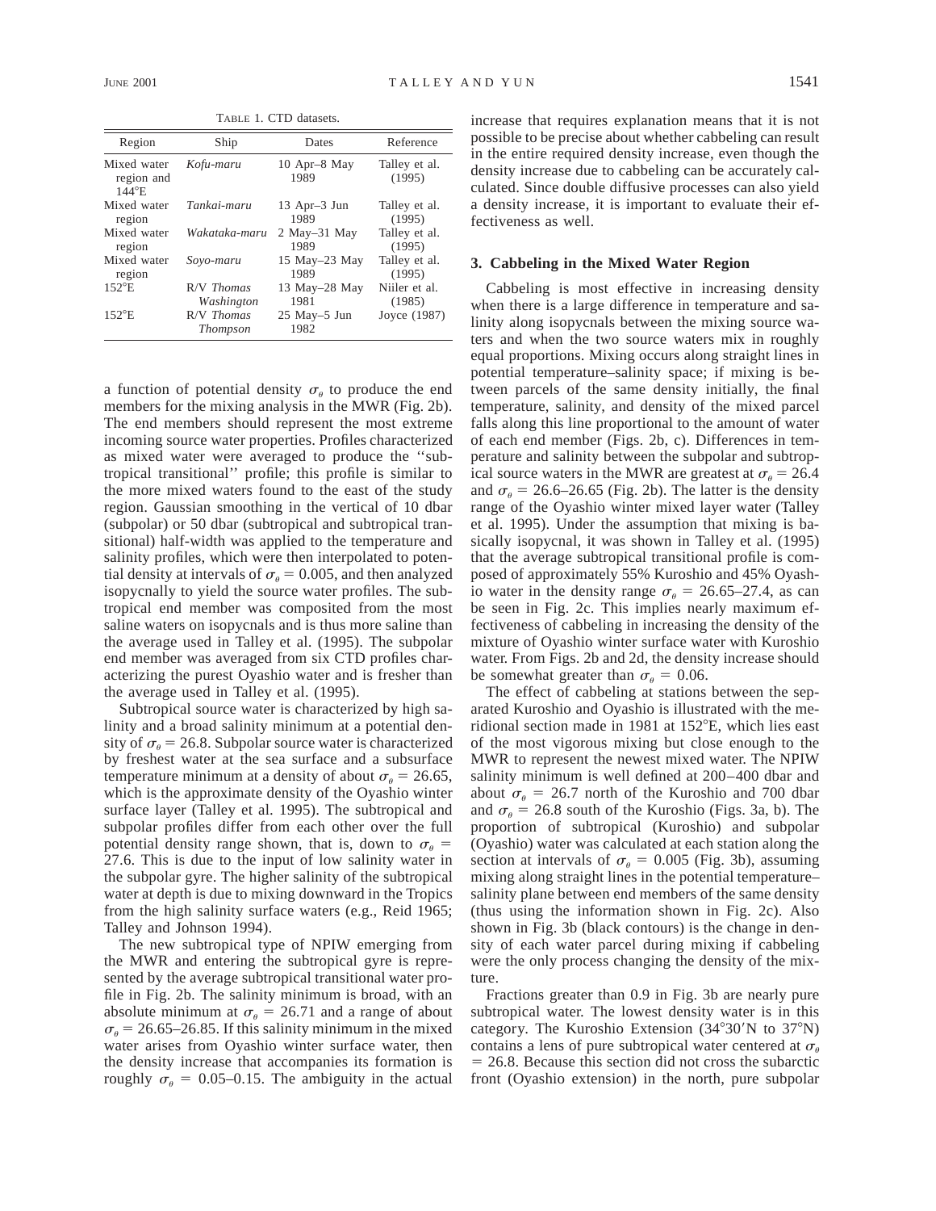TABLE 1. CTD datasets.

| Region | Ship | Dates | Reference |
|---|---|---|---|
| Mixed water region and 144°E | *Kofu-maru* | 10 Apr–8 May 1989 | Talley et al. (1995) |
| Mixed water region | *Tankai-maru* | 13 Apr–3 Jun 1989 | Talley et al. (1995) |
| Mixed water region | *Wakataka-maru* | 2 May–31 May 1989 | Talley et al. (1995) |
| Mixed water region | *Soyo-maru* | 15 May–23 May 1989 | Talley et al. (1995) |
| 152°E | R/V *Thomas Washington* | 13 May–28 May 1981 | Niiler et al. (1985) |
| 152°E | R/V *Thomas Thompson* | 25 May–5 Jun 1982 | Joyce (1987) |

a function of potential density $\sigma_\theta$ to produce the end members for the mixing analysis in the MWR (Fig. 2b). The end members should represent the most extreme incoming source water properties. Profiles characterized as mixed water were averaged to produce the ''subtropical transitional'' profile; this profile is similar to the more mixed waters found to the east of the study region. Gaussian smoothing in the vertical of 10 dbar (subpolar) or 50 dbar (subtropical and subtropical transitional) half-width was applied to the temperature and salinity profiles, which were then interpolated to potential density at intervals of $\sigma_\theta = 0.005$, and then analyzed isopycnally to yield the source water profiles. The subtropical end member was composited from the most saline waters on isopycnals and is thus more saline than the average used in Talley et al. (1995). The subpolar end member was averaged from six CTD profiles characterizing the purest Oyashio water and is fresher than the average used in Talley et al. (1995).

Subtropical source water is characterized by high salinity and a broad salinity minimum at a potential density of $\sigma_\theta = 26.8$. Subpolar source water is characterized by freshest water at the sea surface and a subsurface temperature minimum at a density of about $\sigma_\theta = 26.65$, which is the approximate density of the Oyashio winter surface layer (Talley et al. 1995). The subtropical and subpolar profiles differ from each other over the full potential density range shown, that is, down to $\sigma_\theta = 27.6$. This is due to the input of low salinity water in the subpolar gyre. The higher salinity of the subtropical water at depth is due to mixing downward in the Tropics from the high salinity surface waters (e.g., Reid 1965; Talley and Johnson 1994).

The new subtropical type of NPIW emerging from the MWR and entering the subtropical gyre is represented by the average subtropical transitional water profile in Fig. 2b. The salinity minimum is broad, with an absolute minimum at $\sigma_\theta = 26.71$ and a range of about $\sigma_\theta = 26.65$–$26.85$. If this salinity minimum in the mixed water arises from Oyashio winter surface water, then the density increase that accompanies its formation is roughly $\sigma_\theta = 0.05$–$0.15$. The ambiguity in the actual increase that requires explanation means that it is not possible to be precise about whether cabbeling can result in the entire required density increase, even though the density increase due to cabbeling can be accurately calculated. Since double diffusive processes can also yield a density increase, it is important to evaluate their effectiveness as well.

## 3. Cabbeling in the Mixed Water Region

Cabbeling is most effective in increasing density when there is a large difference in temperature and salinity along isopycnals between the mixing source waters and when the two source waters mix in roughly equal proportions. Mixing occurs along straight lines in potential temperature–salinity space; if mixing is between parcels of the same density initially, the final temperature, salinity, and density of the mixed parcel falls along this line proportional to the amount of water of each end member (Figs. 2b, c). Differences in temperature and salinity between the subpolar and subtropical source waters in the MWR are greatest at $\sigma_\theta = 26.4$ and $\sigma_\theta = 26.6$–$26.65$ (Fig. 2b). The latter is the density range of the Oyashio winter mixed layer water (Talley et al. 1995). Under the assumption that mixing is basically isopycnal, it was shown in Talley et al. (1995) that the average subtropical transitional profile is composed of approximately 55% Kuroshio and 45% Oyashio water in the density range $\sigma_\theta = 26.65$–$27.4$, as can be seen in Fig. 2c. This implies nearly maximum effectiveness of cabbeling in increasing the density of the mixture of Oyashio winter surface water with Kuroshio water. From Figs. 2b and 2d, the density increase should be somewhat greater than $\sigma_\theta = 0.06$.

The effect of cabbeling at stations between the separated Kuroshio and Oyashio is illustrated with the meridional section made in 1981 at 152°E, which lies east of the most vigorous mixing but close enough to the MWR to represent the newest mixed water. The NPIW salinity minimum is well defined at 200–400 dbar and about $\sigma_\theta = 26.7$ north of the Kuroshio and 700 dbar and $\sigma_\theta = 26.8$ south of the Kuroshio (Figs. 3a, b). The proportion of subtropical (Kuroshio) and subpolar (Oyashio) water was calculated at each station along the section at intervals of $\sigma_\theta = 0.005$ (Fig. 3b), assuming mixing along straight lines in the potential temperature–salinity plane between end members of the same density (thus using the information shown in Fig. 2c). Also shown in Fig. 3b (black contours) is the change in density of each water parcel during mixing if cabbeling were the only process changing the density of the mixture.

Fractions greater than 0.9 in Fig. 3b are nearly pure subtropical water. The lowest density water is in this category. The Kuroshio Extension (34°30′N to 37°N) contains a lens of pure subtropical water centered at $\sigma_\theta = 26.8$. Because this section did not cross the subarctic front (Oyashio extension) in the north, pure subpolar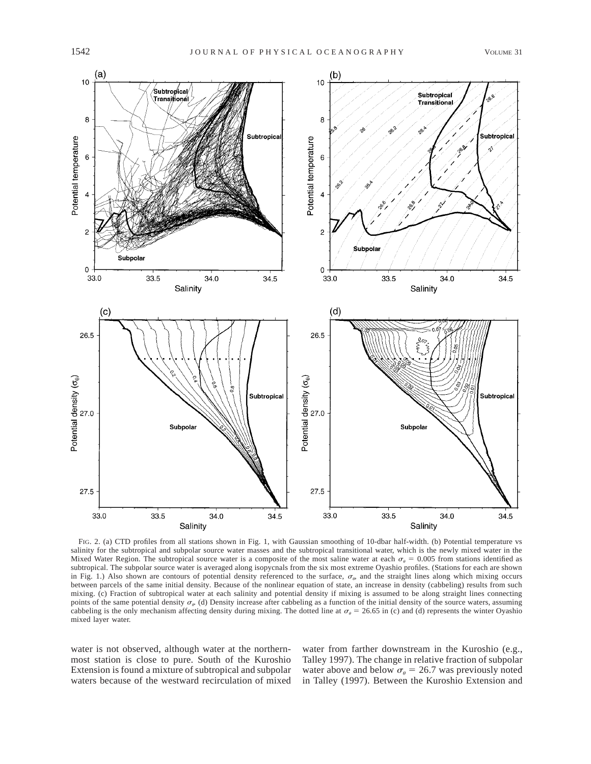FIG. 2. (a) CTD profiles from all stations shown in Fig. 1, with Gaussian smoothing of 10-dbar half-width. (b) Potential temperature vs salinity for the subtropical and subpolar source water masses and the subtropical transitional water, which is the newly mixed water in the Mixed Water Region. The subtropical source water is a composite of the most saline water at each $\sigma_\theta = 0.005$ from stations identified as subtropical. The subpolar source water is averaged along isopycnals from the six most extreme Oyashio profiles. (Stations for each are shown in Fig. 1.) Also shown are contours of potential density referenced to the surface, $\sigma_\theta$, and the straight lines along which mixing occurs between parcels of the same initial density. Because of the nonlinear equation of state, an increase in density (cabbeling) results from such mixing. (c) Fraction of subtropical water at each salinity and potential density if mixing is assumed to be along straight lines connecting points of the same potential density $\sigma_\theta$. (d) Density increase after cabbeling as a function of the initial density of the source waters, assuming cabbeling is the only mechanism affecting density during mixing. The dotted line at $\sigma_\theta = 26.65$ in (c) and (d) represents the winter Oyashio mixed layer water.

water is not observed, although water at the northernmost station is close to pure. South of the Kuroshio Extension is found a mixture of subtropical and subpolar waters because of the westward recirculation of mixed water from farther downstream in the Kuroshio (e.g., Talley 1997). The change in relative fraction of subpolar water above and below $\sigma_\theta = 26.7$ was previously noted in Talley (1997). Between the Kuroshio Extension and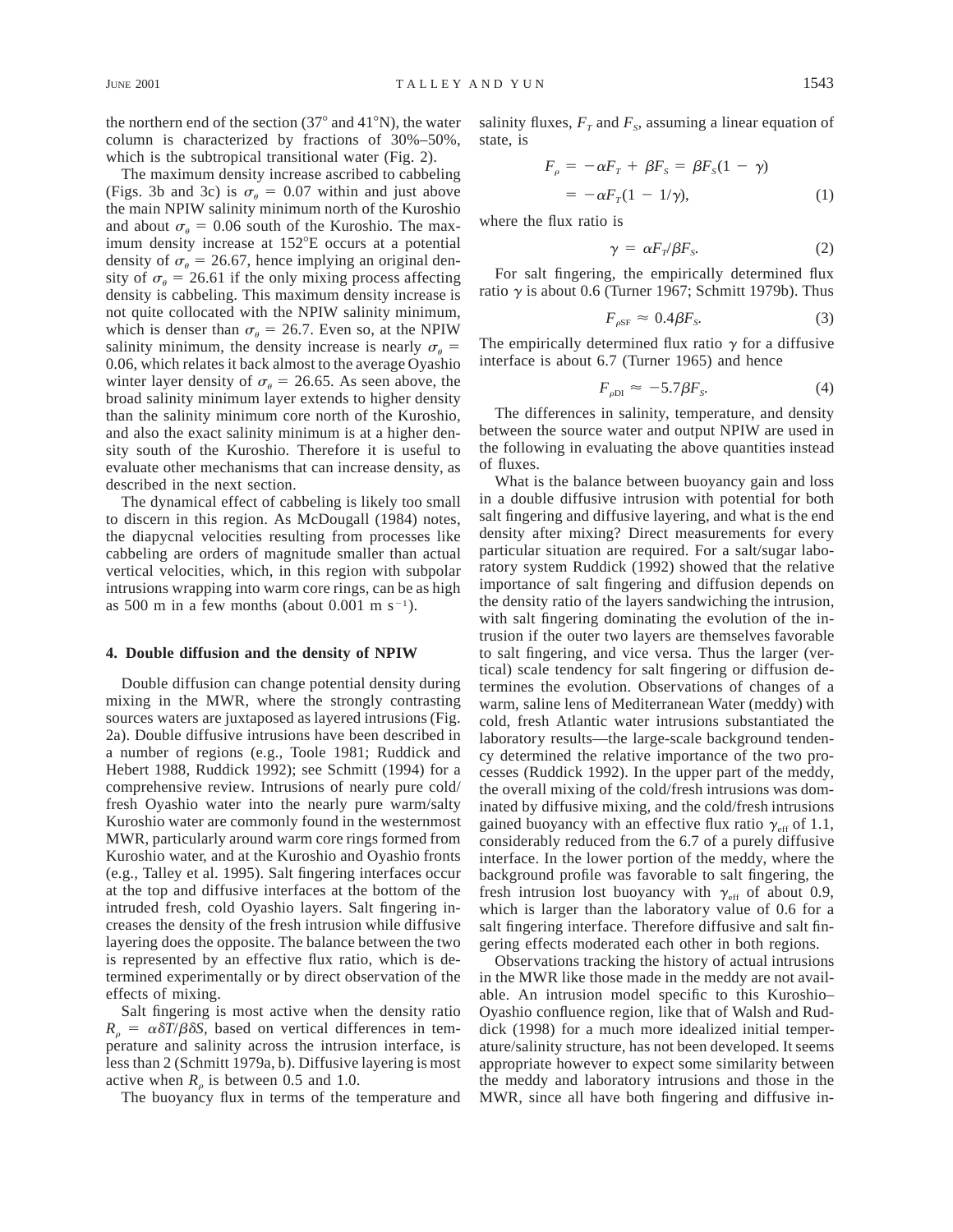the northern end of the section (37° and 41°N), the water column is characterized by fractions of 30%–50%, which is the subtropical transitional water (Fig. 2).

The maximum density increase ascribed to cabbeling (Figs. 3b and 3c) is $\sigma_\theta = 0.07$ within and just above the main NPIW salinity minimum north of the Kuroshio and about $\sigma_\theta = 0.06$ south of the Kuroshio. The maximum density increase at 152°E occurs at a potential density of $\sigma_\theta = 26.67$, hence implying an original density of $\sigma_\theta = 26.61$ if the only mixing process affecting density is cabbeling. This maximum density increase is not quite collocated with the NPIW salinity minimum, which is denser than $\sigma_\theta = 26.7$. Even so, at the NPIW salinity minimum, the density increase is nearly $\sigma_\theta = 0.06$, which relates it back almost to the average Oyashio winter layer density of $\sigma_\theta = 26.65$. As seen above, the broad salinity minimum layer extends to higher density than the salinity minimum core north of the Kuroshio, and also the exact salinity minimum is at a higher density south of the Kuroshio. Therefore it is useful to evaluate other mechanisms that can increase density, as described in the next section.

The dynamical effect of cabbeling is likely too small to discern in this region. As McDougall (1984) notes, the diapycnal velocities resulting from processes like cabbeling are orders of magnitude smaller than actual vertical velocities, which, in this region with subpolar intrusions wrapping into warm core rings, can be as high as 500 m in a few months (about 0.001 m s$^{-1}$).

## 4. Double diffusion and the density of NPIW

Double diffusion can change potential density during mixing in the MWR, where the strongly contrasting sources waters are juxtaposed as layered intrusions (Fig. 2a). Double diffusive intrusions have been described in a number of regions (e.g., Toole 1981; Ruddick and Hebert 1988, Ruddick 1992); see Schmitt (1994) for a comprehensive review. Intrusions of nearly pure cold/fresh Oyashio water into the nearly pure warm/salty Kuroshio water are commonly found in the westernmost MWR, particularly around warm core rings formed from Kuroshio water, and at the Kuroshio and Oyashio fronts (e.g., Talley et al. 1995). Salt fingering interfaces occur at the top and diffusive interfaces at the bottom of the intruded fresh, cold Oyashio layers. Salt fingering increases the density of the fresh intrusion while diffusive layering does the opposite. The balance between the two is represented by an effective flux ratio, which is determined experimentally or by direct observation of the effects of mixing.

Salt fingering is most active when the density ratio $R_\rho = \alpha\delta T/\beta\delta S$, based on vertical differences in temperature and salinity across the intrusion interface, is less than 2 (Schmitt 1979a, b). Diffusive layering is most active when $R_\rho$ is between 0.5 and 1.0.

The buoyancy flux in terms of the temperature and salinity fluxes, $F_T$ and $F_S$, assuming a linear equation of state, is

$$F_\rho = -\alpha F_T + \beta F_S = \beta F_S(1 - \gamma) = -\alpha F_T(1 - 1/\gamma), \tag{1}$$

where the flux ratio is

$$\gamma = \alpha F_T/\beta F_S. \tag{2}$$

For salt fingering, the empirically determined flux ratio $\gamma$ is about 0.6 (Turner 1967; Schmitt 1979b). Thus

$$F_{\rho \mathrm{SF}} \approx 0.4\beta F_S. \tag{3}$$

The empirically determined flux ratio $\gamma$ for a diffusive interface is about 6.7 (Turner 1965) and hence

$$F_{\rho \mathrm{DI}} \approx -5.7\beta F_S. \tag{4}$$

The differences in salinity, temperature, and density between the source water and output NPIW are used in the following in evaluating the above quantities instead of fluxes.

What is the balance between buoyancy gain and loss in a double diffusive intrusion with potential for both salt fingering and diffusive layering, and what is the end density after mixing? Direct measurements for every particular situation are required. For a salt/sugar laboratory system Ruddick (1992) showed that the relative importance of salt fingering and diffusion depends on the density ratio of the layers sandwiching the intrusion, with salt fingering dominating the evolution of the intrusion if the outer two layers are themselves favorable to salt fingering, and vice versa. Thus the larger (vertical) scale tendency for salt fingering or diffusion determines the evolution. Observations of changes of a warm, saline lens of Mediterranean Water (meddy) with cold, fresh Atlantic water intrusions substantiated the laboratory results—the large-scale background tendency determined the relative importance of the two processes (Ruddick 1992). In the upper part of the meddy, the overall mixing of the cold/fresh intrusions was dominated by diffusive mixing, and the cold/fresh intrusions gained buoyancy with an effective flux ratio $\gamma_{\mathrm{eff}}$ of 1.1, considerably reduced from the 6.7 of a purely diffusive interface. In the lower portion of the meddy, where the background profile was favorable to salt fingering, the fresh intrusion lost buoyancy with $\gamma_{\mathrm{eff}}$ of about 0.9, which is larger than the laboratory value of 0.6 for a salt fingering interface. Therefore diffusive and salt fingering effects moderated each other in both regions.

Observations tracking the history of actual intrusions in the MWR like those made in the meddy are not available. An intrusion model specific to this Kuroshio–Oyashio confluence region, like that of Walsh and Ruddick (1998) for a much more idealized initial temperature/salinity structure, has not been developed. It seems appropriate however to expect some similarity between the meddy and laboratory intrusions and those in the MWR, since all have both fingering and diffusive in-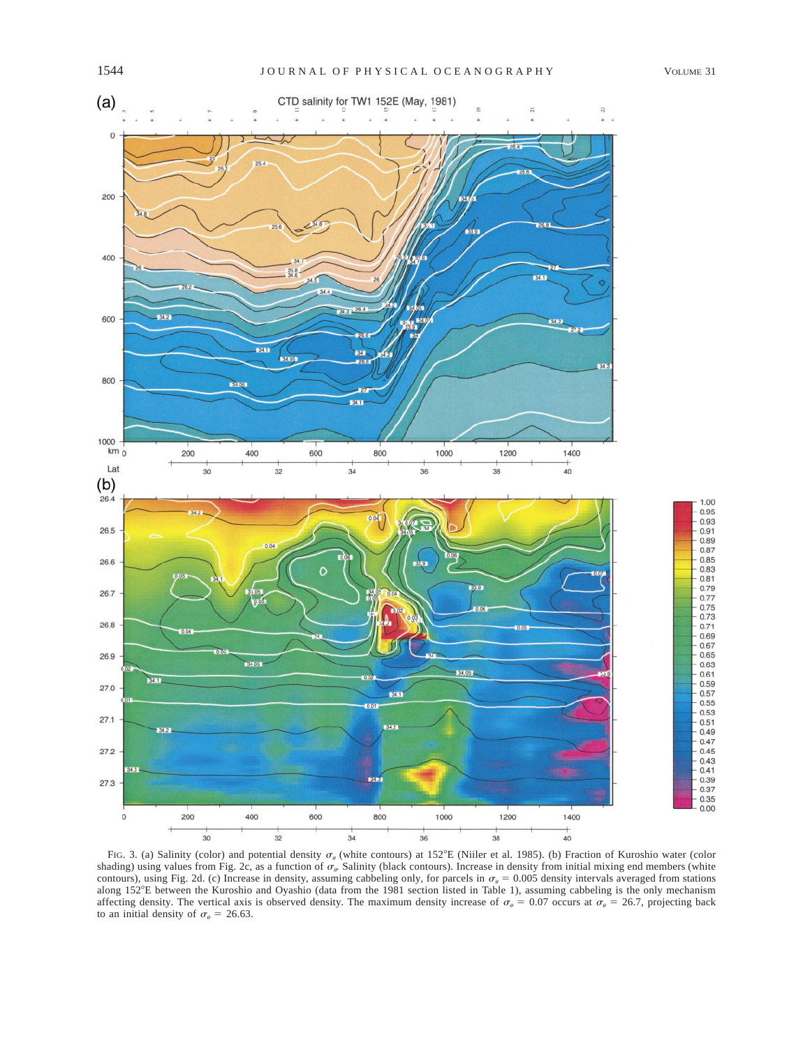FIG. 3. (a) Salinity (color) and potential density $\sigma_\theta$ (white contours) at 152°E (Niiler et al. 1985). (b) Fraction of Kuroshio water (color shading) using values from Fig. 2c, as a function of $\sigma_\theta$. Salinity (black contours). Increase in density from initial mixing end members (white contours), using Fig. 2d. (c) Increase in density, assuming cabbeling only, for parcels in $\sigma_\theta = 0.005$ density intervals averaged from stations along 152°E between the Kuroshio and Oyashio (data from the 1981 section listed in Table 1), assuming cabbeling is the only mechanism affecting density. The vertical axis is observed density. The maximum density increase of $\sigma_\theta = 0.07$ occurs at $\sigma_\theta = 26.7$, projecting back to an initial density of $\sigma_\theta = 26.63$.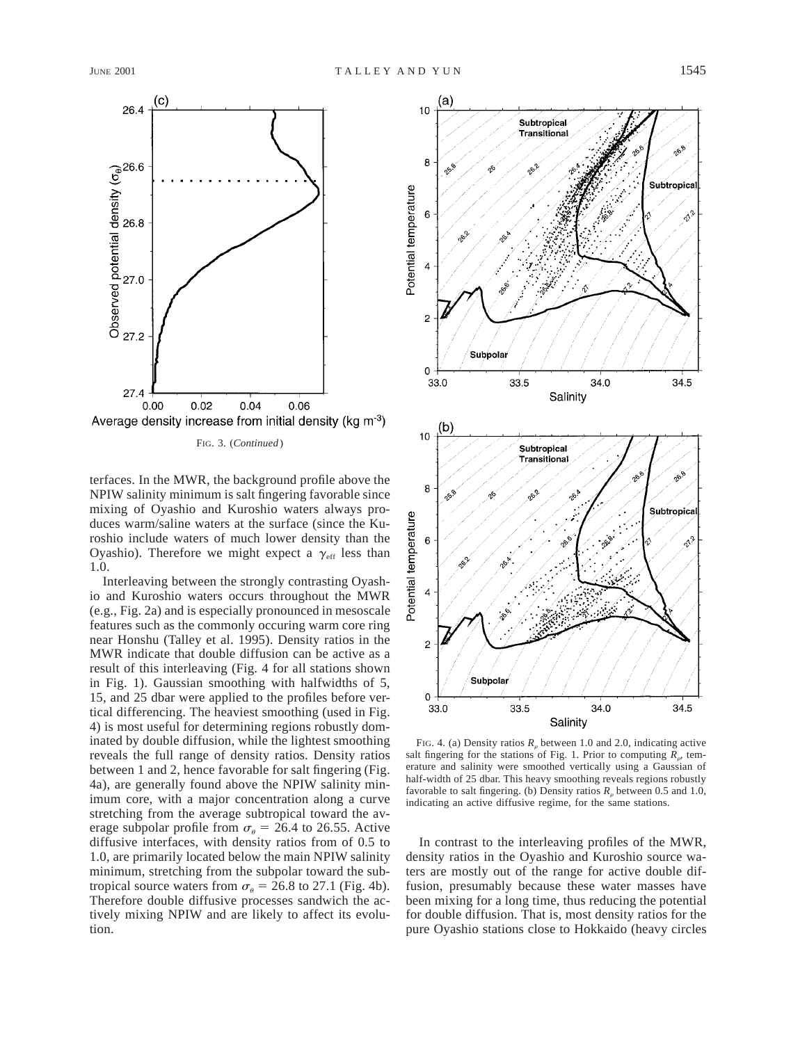FIG. 3. (*Continued*)

terfaces. In the MWR, the background profile above the NPIW salinity minimum is salt fingering favorable since mixing of Oyashio and Kuroshio waters always produces warm/saline waters at the surface (since the Kuroshio include waters of much lower density than the Oyashio). Therefore we might expect a $\gamma_{\mathrm{eff}}$ less than 1.0.

Interleaving between the strongly contrasting Oyashio and Kuroshio waters occurs throughout the MWR (e.g., Fig. 2a) and is especially pronounced in mesoscale features such as the commonly occuring warm core ring near Honshu (Talley et al. 1995). Density ratios in the MWR indicate that double diffusion can be active as a result of this interleaving (Fig. 4 for all stations shown in Fig. 1). Gaussian smoothing with halfwidths of 5, 15, and 25 dbar were applied to the profiles before vertical differencing. The heaviest smoothing (used in Fig. 4) is most useful for determining regions robustly dominated by double diffusion, while the lightest smoothing reveals the full range of density ratios. Density ratios between 1 and 2, hence favorable for salt fingering (Fig. 4a), are generally found above the NPIW salinity minimum core, with a major concentration along a curve stretching from the average subtropical toward the average subpolar profile from $\sigma_\theta = 26.4$ to 26.55. Active diffusive interfaces, with density ratios from of 0.5 to 1.0, are primarily located below the main NPIW salinity minimum, stretching from the subpolar toward the subtropical source waters from $\sigma_\theta = 26.8$ to 27.1 (Fig. 4b). Therefore double diffusive processes sandwich the actively mixing NPIW and are likely to affect its evolution.

FIG. 4. (a) Density ratios $R_\rho$ between 1.0 and 2.0, indicating active salt fingering for the stations of Fig. 1. Prior to computing $R_\rho$, temerature and salinity were smoothed vertically using a Gaussian of half-width of 25 dbar. This heavy smoothing reveals regions robustly favorable to salt fingering. (b) Density ratios $R_\rho$ between 0.5 and 1.0, indicating an active diffusive regime, for the same stations.

In contrast to the interleaving profiles of the MWR, density ratios in the Oyashio and Kuroshio source waters are mostly out of the range for active double diffusion, presumably because these water masses have been mixing for a long time, thus reducing the potential for double diffusion. That is, most density ratios for the pure Oyashio stations close to Hokkaido (heavy circles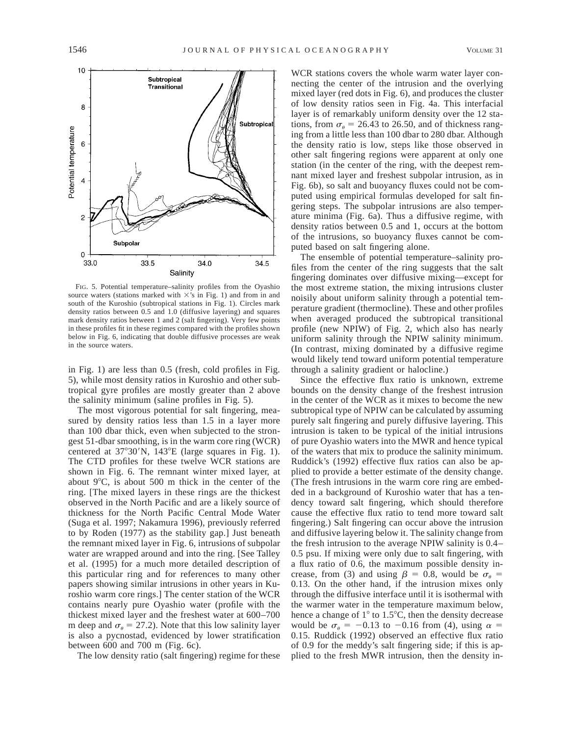FIG. 5. Potential temperature–salinity profiles from the Oyashio source waters (stations marked with ×'s in Fig. 1) and from in and south of the Kuroshio (subtropical stations in Fig. 1). Circles mark density ratios between 0.5 and 1.0 (diffusive layering) and squares mark density ratios between 1 and 2 (salt fingering). Very few points in these profiles fit in these regimes compared with the profiles shown below in Fig. 6, indicating that double diffusive processes are weak in the source waters.

in Fig. 1) are less than 0.5 (fresh, cold profiles in Fig. 5), while most density ratios in Kuroshio and other subtropical gyre profiles are mostly greater than 2 above the salinity minimum (saline profiles in Fig. 5).

The most vigorous potential for salt fingering, measured by density ratios less than 1.5 in a layer more than 100 dbar thick, even when subjected to the strongest 51-dbar smoothing, is in the warm core ring (WCR) centered at 37°30′N, 143°E (large squares in Fig. 1). The CTD profiles for these twelve WCR stations are shown in Fig. 6. The remnant winter mixed layer, at about 9°C, is about 500 m thick in the center of the ring. [The mixed layers in these rings are the thickest observed in the North Pacific and are a likely source of thickness for the North Pacific Central Mode Water (Suga et al. 1997; Nakamura 1996), previously referred to by Roden (1977) as the stability gap.] Just beneath the remnant mixed layer in Fig. 6, intrusions of subpolar water are wrapped around and into the ring. [See Talley et al. (1995) for a much more detailed description of this particular ring and for references to many other papers showing similar intrusions in other years in Kuroshio warm core rings.] The center station of the WCR contains nearly pure Oyashio water (profile with the thickest mixed layer and the freshest water at 600–700 m deep and $\sigma_\theta = 27.2$). Note that this low salinity layer is also a pycnostad, evidenced by lower stratification between 600 and 700 m (Fig. 6c).

The low density ratio (salt fingering) regime for these WCR stations covers the whole warm water layer connecting the center of the intrusion and the overlying mixed layer (red dots in Fig. 6), and produces the cluster of low density ratios seen in Fig. 4a. This interfacial layer is of remarkably uniform density over the 12 stations, from $\sigma_\theta = 26.43$ to 26.50, and of thickness ranging from a little less than 100 dbar to 280 dbar. Although the density ratio is low, steps like those observed in other salt fingering regions were apparent at only one station (in the center of the ring, with the deepest remnant mixed layer and freshest subpolar intrusion, as in Fig. 6b), so salt and buoyancy fluxes could not be computed using empirical formulas developed for salt fingering steps. The subpolar intrusions are also temperature minima (Fig. 6a). Thus a diffusive regime, with density ratios between 0.5 and 1, occurs at the bottom of the intrusions, so buoyancy fluxes cannot be computed based on salt fingering alone.

The ensemble of potential temperature–salinity profiles from the center of the ring suggests that the salt fingering dominates over diffusive mixing—except for the most extreme station, the mixing intrusions cluster noisily about uniform salinity through a potential temperature gradient (thermocline). These and other profiles when averaged produced the subtropical transitional profile (new NPIW) of Fig. 2, which also has nearly uniform salinity through the NPIW salinity minimum. (In contrast, mixing dominated by a diffusive regime would likely tend toward uniform potential temperature through a salinity gradient or halocline.)

Since the effective flux ratio is unknown, extreme bounds on the density change of the freshest intrusion in the center of the WCR as it mixes to become the new subtropical type of NPIW can be calculated by assuming purely salt fingering and purely diffusive layering. This intrusion is taken to be typical of the initial intrusions of pure Oyashio waters into the MWR and hence typical of the waters that mix to produce the salinity minimum. Ruddick's (1992) effective flux ratios can also be applied to provide a better estimate of the density change. (The fresh intrusions in the warm core ring are embedded in a background of Kuroshio water that has a tendency toward salt fingering, which should therefore cause the effective flux ratio to tend more toward salt fingering.) Salt fingering can occur above the intrusion and diffusive layering below it. The salinity change from the fresh intrusion to the average NPIW salinity is 0.4–0.5 psu. If mixing were only due to salt fingering, with a flux ratio of 0.6, the maximum possible density increase, from (3) and using $\beta = 0.8$, would be $\sigma_\theta = 0.13$. On the other hand, if the intrusion mixes only through the diffusive interface until it is isothermal with the warmer water in the temperature maximum below, hence a change of 1° to 1.5°C, then the density decrease would be $\sigma_\theta = -0.13$ to $-0.16$ from (4), using $\alpha = 0.15$. Ruddick (1992) observed an effective flux ratio of 0.9 for the meddy's salt fingering side; if this is applied to the fresh MWR intrusion, then the density in-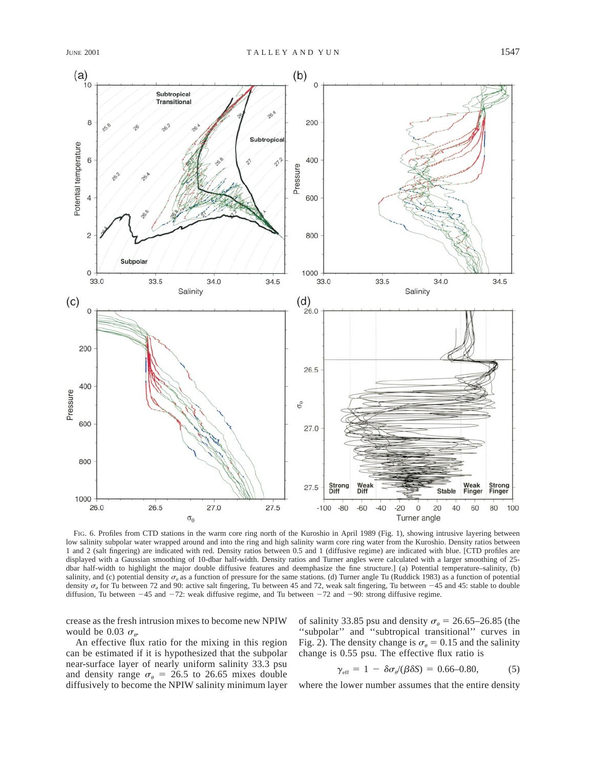FIG. 6. Profiles from CTD stations in the warm core ring north of the Kuroshio in April 1989 (Fig. 1), showing intrusive layering between low salinity subpolar water wrapped around and into the ring and high salinity warm core ring water from the Kuroshio. Density ratios between 1 and 2 (salt fingering) are indicated with red. Density ratios between 0.5 and 1 (diffusive regime) are indicated with blue. [CTD profiles are displayed with a Gaussian smoothing of 10-dbar half-width. Density ratios and Turner angles were calculated with a larger smoothing of 25-dbar half-width to highlight the major double diffusive features and deemphasize the fine structure.] (a) Potential temperature–salinity, (b) salinity, and (c) potential density $\sigma_\theta$ as a function of pressure for the same stations. (d) Turner angle Tu (Ruddick 1983) as a function of potential density $\sigma_\theta$ for Tu between 72 and 90: active salt fingering, Tu between 45 and 72, weak salt fingering, Tu between −45 and 45: stable to double diffusion, Tu between −45 and −72: weak diffusive regime, and Tu between −72 and −90: strong diffusive regime.

crease as the fresh intrusion mixes to become new NPIW would be 0.03 $\sigma_\theta$.

An effective flux ratio for the mixing in this region can be estimated if it is hypothesized that the subpolar near-surface layer of nearly uniform salinity 33.3 psu and density range $\sigma_\theta$ = 26.5 to 26.65 mixes double diffusively to become the NPIW salinity minimum layer of salinity 33.85 psu and density $\sigma_\theta$ = 26.65–26.85 (the "subpolar" and "subtropical transitional" curves in Fig. 2). The density change is $\sigma_\theta$ = 0.15 and the salinity change is 0.55 psu. The effective flux ratio is

$$\gamma_{\text{eff}} = 1 - \delta\sigma_\theta/(\beta\delta S) = 0.66\text{–}0.80, \qquad (5)$$

where the lower number assumes that the entire density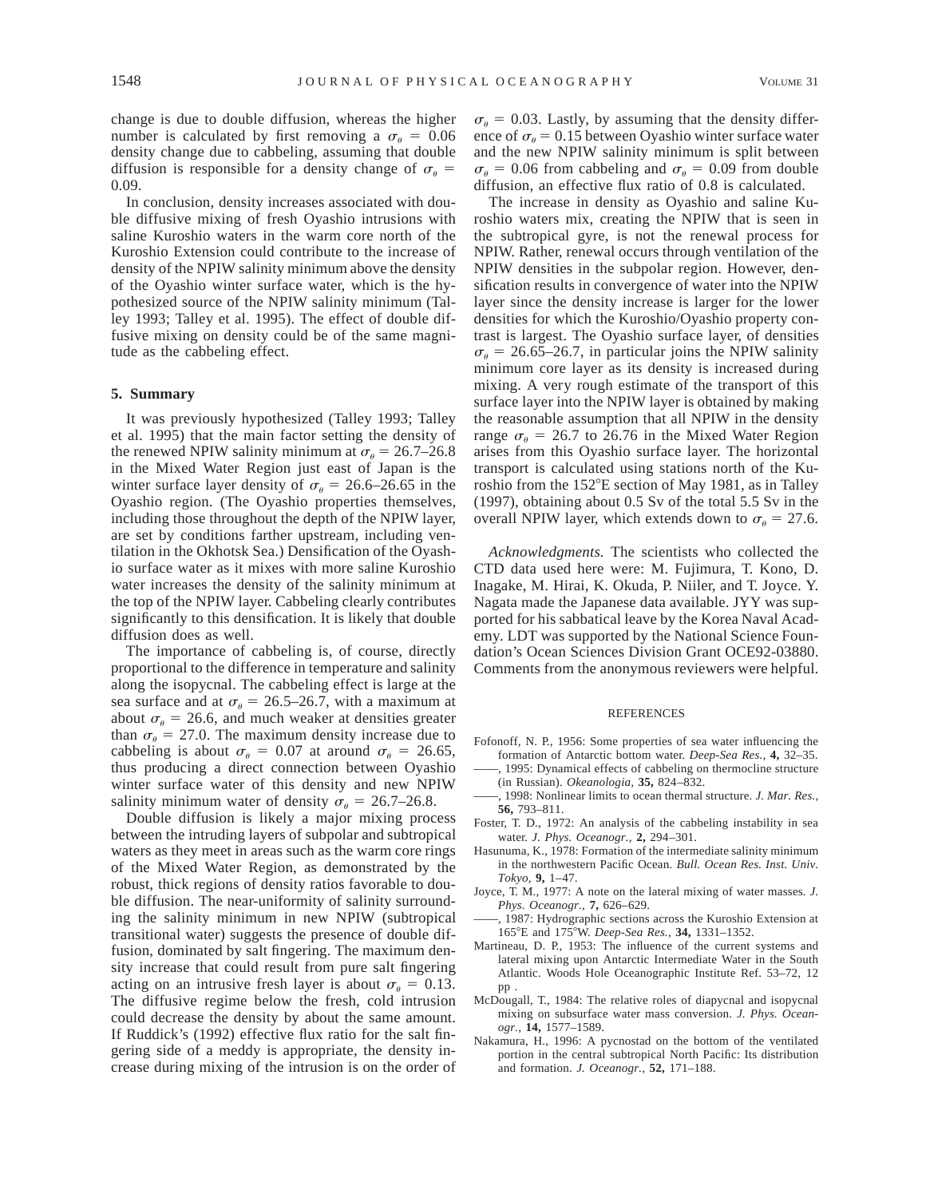change is due to double diffusion, whereas the higher number is calculated by first removing a $\sigma_\theta = 0.06$ density change due to cabbeling, assuming that double diffusion is responsible for a density change of $\sigma_\theta = 0.09$.

In conclusion, density increases associated with double diffusive mixing of fresh Oyashio intrusions with saline Kuroshio waters in the warm core north of the Kuroshio Extension could contribute to the increase of density of the NPIW salinity minimum above the density of the Oyashio winter surface water, which is the hypothesized source of the NPIW salinity minimum (Talley 1993; Talley et al. 1995). The effect of double diffusive mixing on density could be of the same magnitude as the cabbeling effect.

## 5. Summary

It was previously hypothesized (Talley 1993; Talley et al. 1995) that the main factor setting the density of the renewed NPIW salinity minimum at $\sigma_\theta = 26.7$–$26.8$ in the Mixed Water Region just east of Japan is the winter surface layer density of $\sigma_\theta = 26.6$–$26.65$ in the Oyashio region. (The Oyashio properties themselves, including those throughout the depth of the NPIW layer, are set by conditions farther upstream, including ventilation in the Okhotsk Sea.) Densification of the Oyashio surface water as it mixes with more saline Kuroshio water increases the density of the salinity minimum at the top of the NPIW layer. Cabbeling clearly contributes significantly to this densification. It is likely that double diffusion does as well.

The importance of cabbeling is, of course, directly proportional to the difference in temperature and salinity along the isopycnal. The cabbeling effect is large at the sea surface and at $\sigma_\theta = 26.5$–$26.7$, with a maximum at about $\sigma_\theta = 26.6$, and much weaker at densities greater than $\sigma_\theta = 27.0$. The maximum density increase due to cabbeling is about $\sigma_\theta = 0.07$ at around $\sigma_\theta = 26.65$, thus producing a direct connection between Oyashio winter surface water of this density and new NPIW salinity minimum water of density $\sigma_\theta = 26.7$–$26.8$.

Double diffusion is likely a major mixing process between the intruding layers of subpolar and subtropical waters as they meet in areas such as the warm core rings of the Mixed Water Region, as demonstrated by the robust, thick regions of density ratios favorable to double diffusion. The near-uniformity of salinity surrounding the salinity minimum in new NPIW (subtropical transitional water) suggests the presence of double diffusion, dominated by salt fingering. The maximum density increase that could result from pure salt fingering acting on an intrusive fresh layer is about $\sigma_\theta = 0.13$. The diffusive regime below the fresh, cold intrusion could decrease the density by about the same amount. If Ruddick's (1992) effective flux ratio for the salt fingering side of a meddy is appropriate, the density increase during mixing of the intrusion is on the order of $\sigma_\theta = 0.03$. Lastly, by assuming that the density difference of $\sigma_\theta = 0.15$ between Oyashio winter surface water and the new NPIW salinity minimum is split between $\sigma_\theta = 0.06$ from cabbeling and $\sigma_\theta = 0.09$ from double diffusion, an effective flux ratio of 0.8 is calculated.

The increase in density as Oyashio and saline Kuroshio waters mix, creating the NPIW that is seen in the subtropical gyre, is not the renewal process for NPIW. Rather, renewal occurs through ventilation of the NPIW densities in the subpolar region. However, densification results in convergence of water into the NPIW layer since the density increase is larger for the lower densities for which the Kuroshio/Oyashio property contrast is largest. The Oyashio surface layer, of densities $\sigma_\theta = 26.65$–$26.7$, in particular joins the NPIW salinity minimum core layer as its density is increased during mixing. A very rough estimate of the transport of this surface layer into the NPIW layer is obtained by making the reasonable assumption that all NPIW in the density range $\sigma_\theta = 26.7$ to $26.76$ in the Mixed Water Region arises from this Oyashio surface layer. The horizontal transport is calculated using stations north of the Kuroshio from the 152°E section of May 1981, as in Talley (1997), obtaining about 0.5 Sv of the total 5.5 Sv in the overall NPIW layer, which extends down to $\sigma_\theta = 27.6$.

*Acknowledgments.* The scientists who collected the CTD data used here were: M. Fujimura, T. Kono, D. Inagake, M. Hirai, K. Okuda, P. Niiler, and T. Joyce. Y. Nagata made the Japanese data available. JYY was supported for his sabbatical leave by the Korea Naval Academy. LDT was supported by the National Science Foundation's Ocean Sciences Division Grant OCE92-03880. Comments from the anonymous reviewers were helpful.

## REFERENCES

Fofonoff, N. P., 1956: Some properties of sea water influencing the formation of Antarctic bottom water. *Deep-Sea Res.*, **4,** 32–35.

——, 1995: Dynamical effects of cabbeling on thermocline structure (in Russian). *Okeanologia,* **35,** 824–832.

——, 1998: Nonlinear limits to ocean thermal structure. *J. Mar. Res.,* **56,** 793–811.

Foster, T. D., 1972: An analysis of the cabbeling instability in sea water. *J. Phys. Oceanogr.,* **2,** 294–301.

Hasunuma, K., 1978: Formation of the intermediate salinity minimum in the northwestern Pacific Ocean. *Bull. Ocean Res. Inst. Univ. Tokyo,* **9,** 1–47.

Joyce, T. M., 1977: A note on the lateral mixing of water masses. *J. Phys. Oceanogr.,* **7,** 626–629.

——, 1987: Hydrographic sections across the Kuroshio Extension at 165°E and 175°W. *Deep-Sea Res.,* **34,** 1331–1352.

Martineau, D. P., 1953: The influence of the current systems and lateral mixing upon Antarctic Intermediate Water in the South Atlantic. Woods Hole Oceanographic Institute Ref. 53–72, 12 pp .

McDougall, T., 1984: The relative roles of diapycnal and isopycnal mixing on subsurface water mass conversion. *J. Phys. Oceanogr.,* **14,** 1577–1589.

Nakamura, H., 1996: A pycnostad on the bottom of the ventilated portion in the central subtropical North Pacific: Its distribution and formation. *J. Oceanogr.,* **52,** 171–188.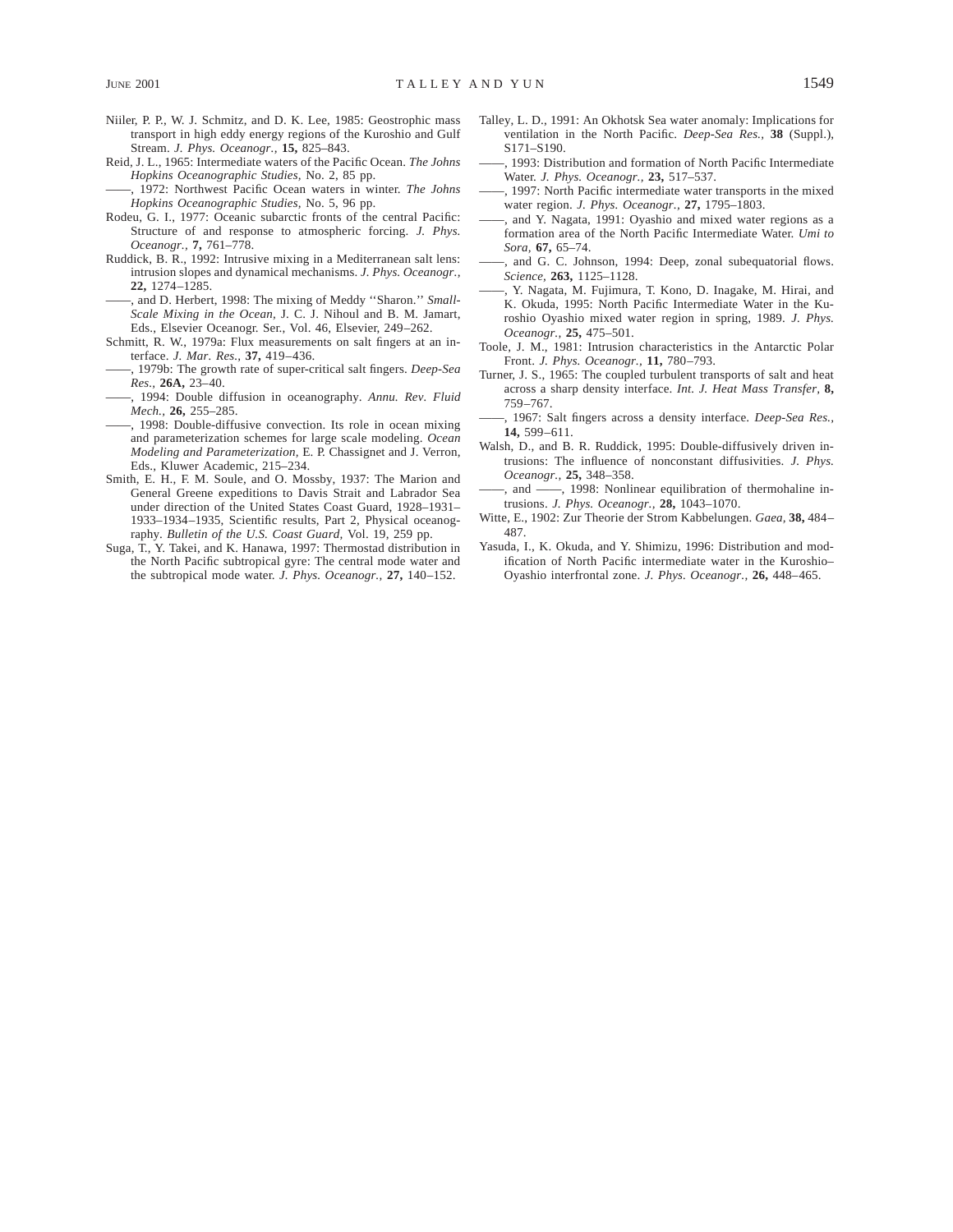Niiler, P. P., W. J. Schmitz, and D. K. Lee, 1985: Geostrophic mass transport in high eddy energy regions of the Kuroshio and Gulf Stream. *J. Phys. Oceanogr.,* **15,** 825–843.

Reid, J. L., 1965: Intermediate waters of the Pacific Ocean. *The Johns Hopkins Oceanographic Studies,* No. 2, 85 pp.

——, 1972: Northwest Pacific Ocean waters in winter. *The Johns Hopkins Oceanographic Studies,* No. 5, 96 pp.

Rodeu, G. I., 1977: Oceanic subarctic fronts of the central Pacific: Structure of and response to atmospheric forcing. *J. Phys. Oceanogr.,* **7,** 761–778.

Ruddick, B. R., 1992: Intrusive mixing in a Mediterranean salt lens: intrusion slopes and dynamical mechanisms. *J. Phys. Oceanogr.,* **22,** 1274–1285.

——, and D. Herbert, 1998: The mixing of Meddy ''Sharon.'' *Small-Scale Mixing in the Ocean,* J. C. J. Nihoul and B. M. Jamart, Eds., Elsevier Oceanogr. Ser., Vol. 46, Elsevier, 249–262.

Schmitt, R. W., 1979a: Flux measurements on salt fingers at an interface. *J. Mar. Res.,* **37,** 419–436.

——, 1979b: The growth rate of super-critical salt fingers. *Deep-Sea Res.,* **26A,** 23–40.

——, 1994: Double diffusion in oceanography. *Annu. Rev. Fluid Mech.,* **26,** 255–285.

——, 1998: Double-diffusive convection. Its role in ocean mixing and parameterization schemes for large scale modeling. *Ocean Modeling and Parameterization,* E. P. Chassignet and J. Verron, Eds., Kluwer Academic, 215–234.

Smith, E. H., F. M. Soule, and O. Mossby, 1937: The Marion and General Greene expeditions to Davis Strait and Labrador Sea under direction of the United States Coast Guard, 1928–1931–1933–1934–1935, Scientific results, Part 2, Physical oceanography. *Bulletin of the U.S. Coast Guard,* Vol. 19, 259 pp.

Suga, T., Y. Takei, and K. Hanawa, 1997: Thermostad distribution in the North Pacific subtropical gyre: The central mode water and the subtropical mode water. *J. Phys. Oceanogr.,* **27,** 140–152.

Talley, L. D., 1991: An Okhotsk Sea water anomaly: Implications for ventilation in the North Pacific. *Deep-Sea Res.,* **38** (Suppl.), S171–S190.

——, 1993: Distribution and formation of North Pacific Intermediate Water. *J. Phys. Oceanogr.,* **23,** 517–537.

——, 1997: North Pacific intermediate water transports in the mixed water region. *J. Phys. Oceanogr.,* **27,** 1795–1803.

——, and Y. Nagata, 1991: Oyashio and mixed water regions as a formation area of the North Pacific Intermediate Water. *Umi to Sora,* **67,** 65–74.

——, and G. C. Johnson, 1994: Deep, zonal subequatorial flows. *Science,* **263,** 1125–1128.

——, Y. Nagata, M. Fujimura, T. Kono, D. Inagake, M. Hirai, and K. Okuda, 1995: North Pacific Intermediate Water in the Kuroshio Oyashio mixed water region in spring, 1989. *J. Phys. Oceanogr.,* **25,** 475–501.

Toole, J. M., 1981: Intrusion characteristics in the Antarctic Polar Front. *J. Phys. Oceanogr.,* **11,** 780–793.

Turner, J. S., 1965: The coupled turbulent transports of salt and heat across a sharp density interface. *Int. J. Heat Mass Transfer,* **8,** 759–767.

——, 1967: Salt fingers across a density interface. *Deep-Sea Res.,* **14,** 599–611.

Walsh, D., and B. R. Ruddick, 1995: Double-diffusively driven intrusions: The influence of nonconstant diffusivities. *J. Phys. Oceanogr.,* **25,** 348–358.

——, and ——, 1998: Nonlinear equilibration of thermohaline intrusions. *J. Phys. Oceanogr.,* **28,** 1043–1070.

Witte, E., 1902: Zur Theorie der Strom Kabbelungen. *Gaea,* **38,** 484–487.

Yasuda, I., K. Okuda, and Y. Shimizu, 1996: Distribution and modification of North Pacific intermediate water in the Kuroshio–Oyashio interfrontal zone. *J. Phys. Oceanogr.,* **26,** 448–465.